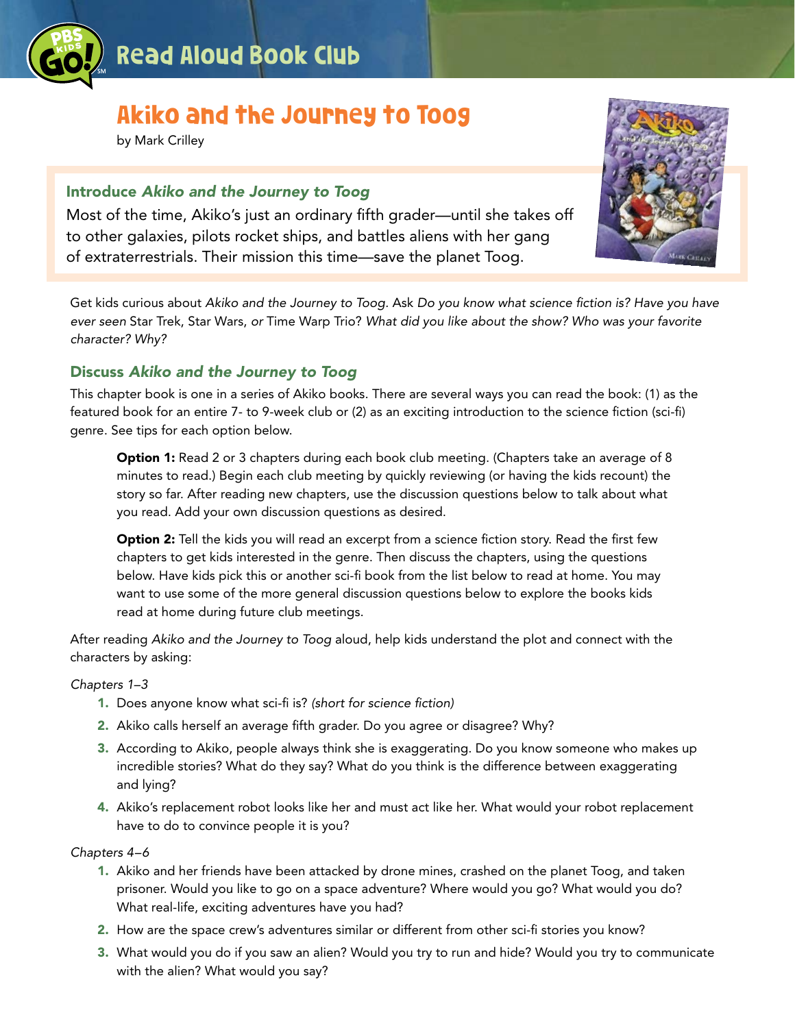Read Aloud Book Club

# Akiko and the Journey to Toog

by Mark Crilley

### Introduce *Akiko and the Journey to Toog*

Most of the time, Akiko's just an ordinary fifth grader—until she takes off to other galaxies, pilots rocket ships, and battles aliens with her gang of extraterrestrials. Their mission this time—save the planet Toog.

Get kids curious about *Akiko and the Journey to Toog*. Ask *Do you know what science fiction is? Have you have ever seen* Star Trek, Star Wars, *or* Time Warp Trio? *What did you like about the show? Who was your favorite character? Why?*

### Discuss *Akiko and the Journey to Toog*

This chapter book is one in a series of Akiko books. There are several ways you can read the book: (1) as the featured book for an entire 7- to 9-week club or (2) as an exciting introduction to the science fiction (sci-fi) genre. See tips for each option below.

> **Option 1:** Read 2 or 3 chapters during each book club meeting. (Chapters take an average of 8 minutes to read.) Begin each club meeting by quickly reviewing (or having the kids recount) the story so far. After reading new chapters, use the discussion questions below to talk about what you read. Add your own discussion questions as desired.
>
> **Option 2:** Tell the kids you will read an excerpt from a science fiction story. Read the first few chapters to get kids interested in the genre. Then discuss the chapters, using the questions below. Have kids pick this or another sci-fi book from the list below to read at home. You may want to use some of the more general discussion questions below to explore the books kids read at home during future club meetings.

After reading *Akiko and the Journey to Toog* aloud, help kids understand the plot and connect with the characters by asking:

*Chapters 1–3*

1. Does anyone know what sci-fi is? *(short for science fiction)*
2. Akiko calls herself an average fifth grader. Do you agree or disagree? Why?
3. According to Akiko, people always think she is exaggerating. Do you know someone who makes up incredible stories? What do they say? What do you think is the difference between exaggerating and lying?
4. Akiko's replacement robot looks like her and must act like her. What would your robot replacement have to do to convince people it is you?

*Chapters 4–6*

1. Akiko and her friends have been attacked by drone mines, crashed on the planet Toog, and taken prisoner. Would you like to go on a space adventure? Where would you go? What would you do? What real-life, exciting adventures have you had?
2. How are the space crew's adventures similar or different from other sci-fi stories you know?
3. What would you do if you saw an alien? Would you try to run and hide? Would you try to communicate with the alien? What would you say?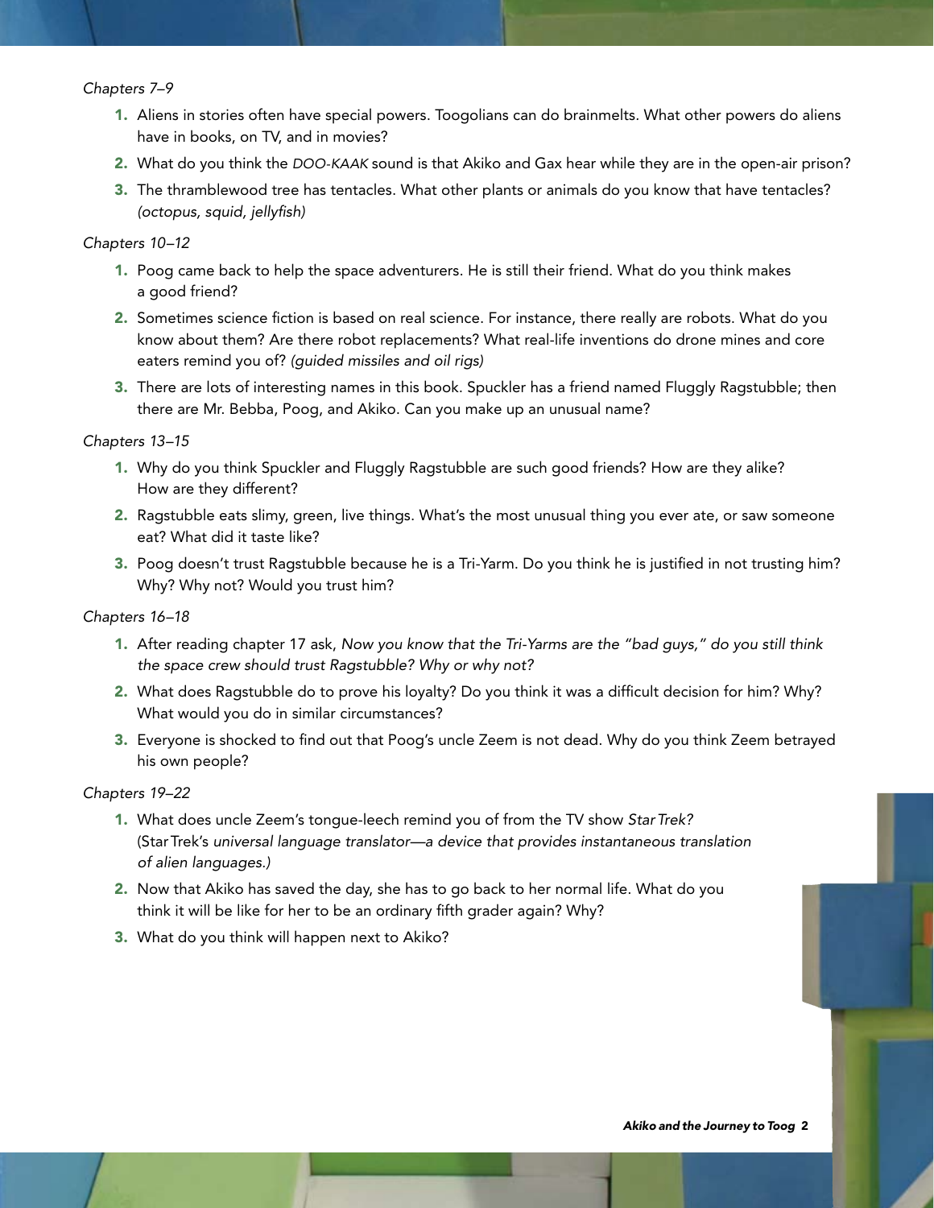*Chapters 7–9*

1. Aliens in stories often have special powers. Toogolians can do brainmelts. What other powers do aliens have in books, on TV, and in movies?
2. What do you think the *DOO-KAAK* sound is that Akiko and Gax hear while they are in the open-air prison?
3. The thramblewood tree has tentacles. What other plants or animals do you know that have tentacles? *(octopus, squid, jellyfish)*

*Chapters 10–12*

1. Poog came back to help the space adventurers. He is still their friend. What do you think makes a good friend?
2. Sometimes science fiction is based on real science. For instance, there really are robots. What do you know about them? Are there robot replacements? What real-life inventions do drone mines and core eaters remind you of? *(guided missiles and oil rigs)*
3. There are lots of interesting names in this book. Spuckler has a friend named Fluggly Ragstubble; then there are Mr. Bebba, Poog, and Akiko. Can you make up an unusual name?

*Chapters 13–15*

1. Why do you think Spuckler and Fluggly Ragstubble are such good friends? How are they alike? How are they different?
2. Ragstubble eats slimy, green, live things. What's the most unusual thing you ever ate, or saw someone eat? What did it taste like?
3. Poog doesn't trust Ragstubble because he is a Tri-Yarm. Do you think he is justified in not trusting him? Why? Why not? Would you trust him?

*Chapters 16–18*

1. After reading chapter 17 ask, *Now you know that the Tri-Yarms are the "bad guys," do you still think the space crew should trust Ragstubble? Why or why not?*
2. What does Ragstubble do to prove his loyalty? Do you think it was a difficult decision for him? Why? What would you do in similar circumstances?
3. Everyone is shocked to find out that Poog's uncle Zeem is not dead. Why do you think Zeem betrayed his own people?

*Chapters 19–22*

1. What does uncle Zeem's tongue-leech remind you of from the TV show *Star Trek?* (Star Trek's *universal language translator—a device that provides instantaneous translation of alien languages.)*
2. Now that Akiko has saved the day, she has to go back to her normal life. What do you think it will be like for her to be an ordinary fifth grader again? Why?
3. What do you think will happen next to Akiko?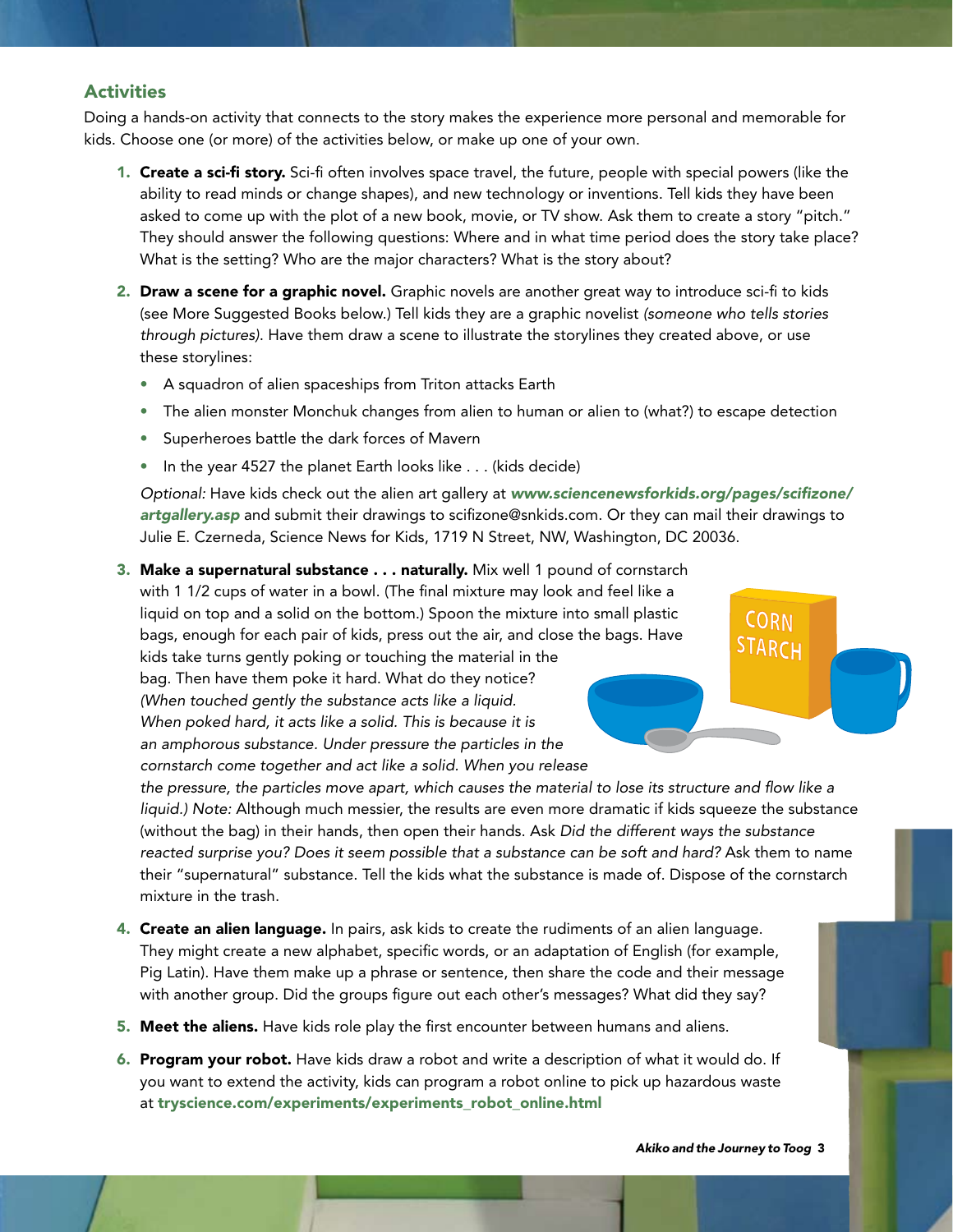## Activities

Doing a hands-on activity that connects to the story makes the experience more personal and memorable for kids. Choose one (or more) of the activities below, or make up one of your own.

1. **Create a sci-fi story.** Sci-fi often involves space travel, the future, people with special powers (like the ability to read minds or change shapes), and new technology or inventions. Tell kids they have been asked to come up with the plot of a new book, movie, or TV show. Ask them to create a story "pitch." They should answer the following questions: Where and in what time period does the story take place? What is the setting? Who are the major characters? What is the story about?

2. **Draw a scene for a graphic novel.** Graphic novels are another great way to introduce sci-fi to kids (see More Suggested Books below.) Tell kids they are a graphic novelist *(someone who tells stories through pictures)*. Have them draw a scene to illustrate the storylines they created above, or use these storylines:
   - A squadron of alien spaceships from Triton attacks Earth
   - The alien monster Monchuk changes from alien to human or alien to (what?) to escape detection
   - Superheroes battle the dark forces of Mavern
   - In the year 4527 the planet Earth looks like . . . (kids decide)

   *Optional:* Have kids check out the alien art gallery at ***www.sciencenewsforkids.org/pages/scifizone/artgallery.asp*** and submit their drawings to scifizone@snkids.com. Or they can mail their drawings to Julie E. Czerneda, Science News for Kids, 1719 N Street, NW, Washington, DC 20036.

3. **Make a supernatural substance . . . naturally.** Mix well 1 pound of cornstarch with 1 1/2 cups of water in a bowl. (The final mixture may look and feel like a liquid on top and a solid on the bottom.) Spoon the mixture into small plastic bags, enough for each pair of kids, press out the air, and close the bags. Have kids take turns gently poking or touching the material in the bag. Then have them poke it hard. What do they notice? *(When touched gently the substance acts like a liquid. When poked hard, it acts like a solid. This is because it is an amphorous substance. Under pressure the particles in the cornstarch come together and act like a solid. When you release the pressure, the particles move apart, which causes the material to lose its structure and flow like a liquid.) Note:* Although much messier, the results are even more dramatic if kids squeeze the substance (without the bag) in their hands, then open their hands. Ask *Did the different ways the substance reacted surprise you? Does it seem possible that a substance can be soft and hard?* Ask them to name their "supernatural" substance. Tell the kids what the substance is made of. Dispose of the cornstarch mixture in the trash.

4. **Create an alien language.** In pairs, ask kids to create the rudiments of an alien language. They might create a new alphabet, specific words, or an adaptation of English (for example, Pig Latin). Have them make up a phrase or sentence, then share the code and their message with another group. Did the groups figure out each other's messages? What did they say?

5. **Meet the aliens.** Have kids role play the first encounter between humans and aliens.

6. **Program your robot.** Have kids draw a robot and write a description of what it would do. If you want to extend the activity, kids can program a robot online to pick up hazardous waste at **tryscience.com/experiments/experiments_robot_online.html**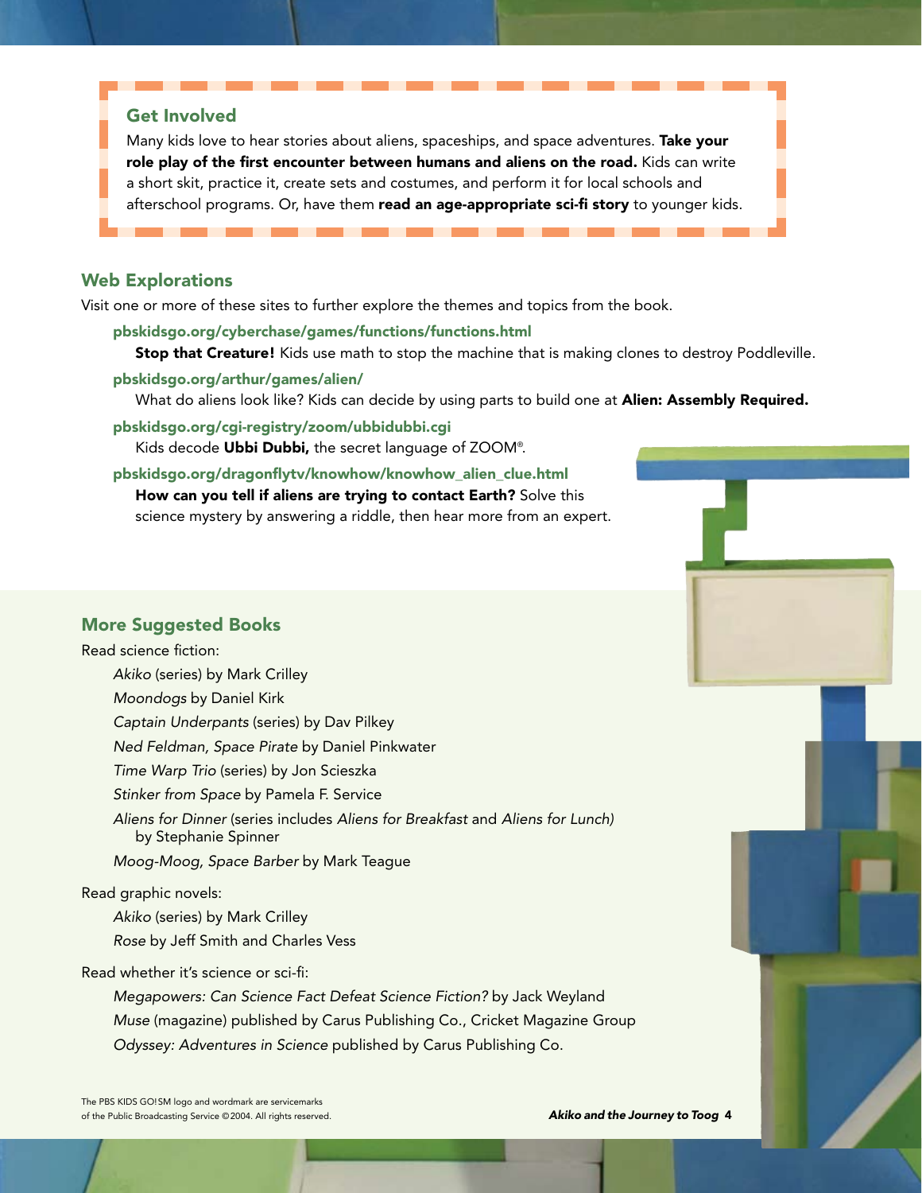## Get Involved

Many kids love to hear stories about aliens, spaceships, and space adventures. **Take your role play of the first encounter between humans and aliens on the road.** Kids can write a short skit, practice it, create sets and costumes, and perform it for local schools and afterschool programs. Or, have them **read an age-appropriate sci-fi story** to younger kids.

## Web Explorations

Visit one or more of these sites to further explore the themes and topics from the book.

**pbskidsgo.org/cyberchase/games/functions/functions.html**
**Stop that Creature!** Kids use math to stop the machine that is making clones to destroy Poddleville.

**pbskidsgo.org/arthur/games/alien/**
What do aliens look like? Kids can decide by using parts to build one at **Alien: Assembly Required.**

**pbskidsgo.org/cgi-registry/zoom/ubbidubbi.cgi**
Kids decode **Ubbi Dubbi,** the secret language of ZOOM®.

**pbskidsgo.org/dragonflytv/knowhow/knowhow_alien_clue.html**
**How can you tell if aliens are trying to contact Earth?** Solve this science mystery by answering a riddle, then hear more from an expert.

## More Suggested Books

Read science fiction:

- *Akiko* (series) by Mark Crilley
- *Moondogs* by Daniel Kirk
- *Captain Underpants* (series) by Dav Pilkey
- *Ned Feldman, Space Pirate* by Daniel Pinkwater
- *Time Warp Trio* (series) by Jon Scieszka
- *Stinker from Space* by Pamela F. Service
- *Aliens for Dinner* (series includes *Aliens for Breakfast* and *Aliens for Lunch)* by Stephanie Spinner
- *Moog-Moog, Space Barber* by Mark Teague

Read graphic novels:

- *Akiko* (series) by Mark Crilley
- *Rose* by Jeff Smith and Charles Vess

Read whether it's science or sci-fi:

- *Megapowers: Can Science Fact Defeat Science Fiction?* by Jack Weyland
- *Muse* (magazine) published by Carus Publishing Co., Cricket Magazine Group
- *Odyssey: Adventures in Science* published by Carus Publishing Co.

The PBS KIDS GO!SM logo and wordmark are servicemarks of the Public Broadcasting Service ©2004. All rights reserved.